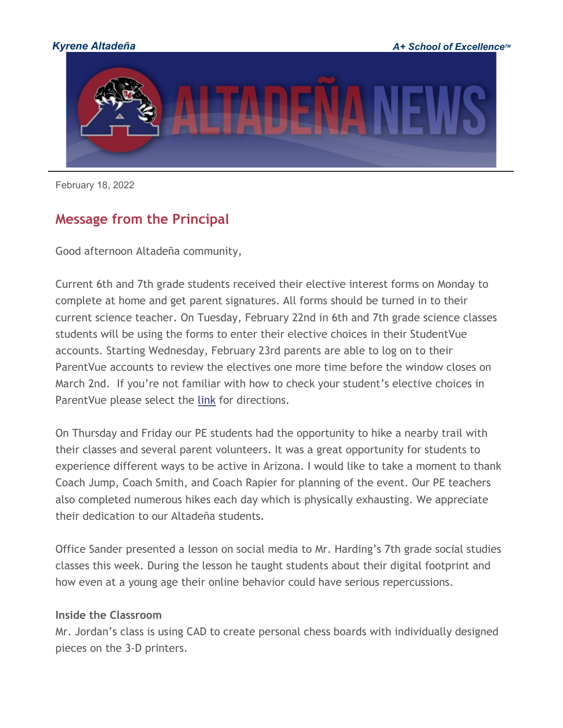*Kyrene Altadeña* *A+ School of Excellence™*

# ALTADEÑA NEWS

February 18, 2022

## Message from the Principal

Good afternoon Altadeña community,

Current 6th and 7th grade students received their elective interest forms on Monday to complete at home and get parent signatures. All forms should be turned in to their current science teacher. On Tuesday, February 22nd in 6th and 7th grade science classes students will be using the forms to enter their elective choices in their StudentVue accounts. Starting Wednesday, February 23rd parents are able to log on to their ParentVue accounts to review the electives one more time before the window closes on March 2nd. If you're not familiar with how to check your student's elective choices in ParentVue please select the link for directions.

On Thursday and Friday our PE students had the opportunity to hike a nearby trail with their classes and several parent volunteers. It was a great opportunity for students to experience different ways to be active in Arizona. I would like to take a moment to thank Coach Jump, Coach Smith, and Coach Rapier for planning of the event. Our PE teachers also completed numerous hikes each day which is physically exhausting. We appreciate their dedication to our Altadeña students.

Office Sander presented a lesson on social media to Mr. Harding's 7th grade social studies classes this week. During the lesson he taught students about their digital footprint and how even at a young age their online behavior could have serious repercussions.

**Inside the Classroom**
Mr. Jordan's class is using CAD to create personal chess boards with individually designed pieces on the 3-D printers.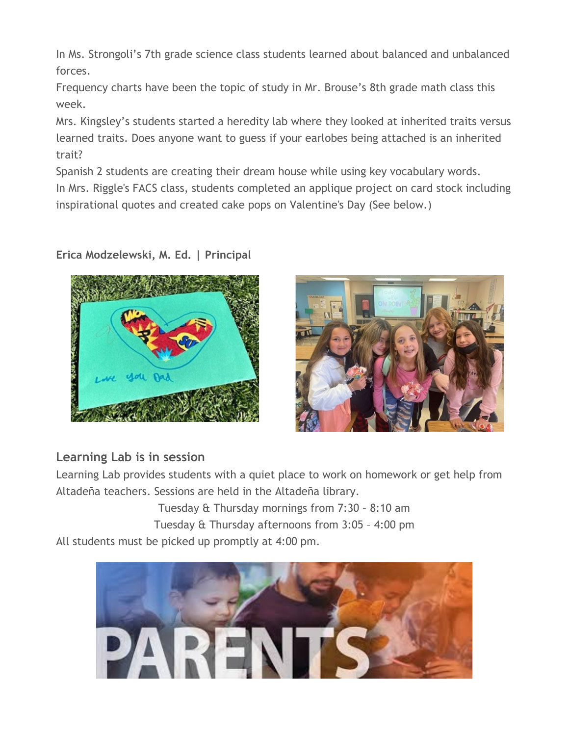In Ms. Strongoli's 7th grade science class students learned about balanced and unbalanced forces.

Frequency charts have been the topic of study in Mr. Brouse's 8th grade math class this week.

Mrs. Kingsley's students started a heredity lab where they looked at inherited traits versus learned traits. Does anyone want to guess if your earlobes being attached is an inherited trait?

Spanish 2 students are creating their dream house while using key vocabulary words.

In Mrs. Riggle's FACS class, students completed an applique project on card stock including inspirational quotes and created cake pops on Valentine's Day (See below.)

**Erica Modzelewski, M. Ed. | Principal**

## Learning Lab is in session

Learning Lab provides students with a quiet place to work on homework or get help from Altadeña teachers. Sessions are held in the Altadeña library.

Tuesday & Thursday mornings from 7:30 – 8:10 am

Tuesday & Thursday afternoons from 3:05 – 4:00 pm

All students must be picked up promptly at 4:00 pm.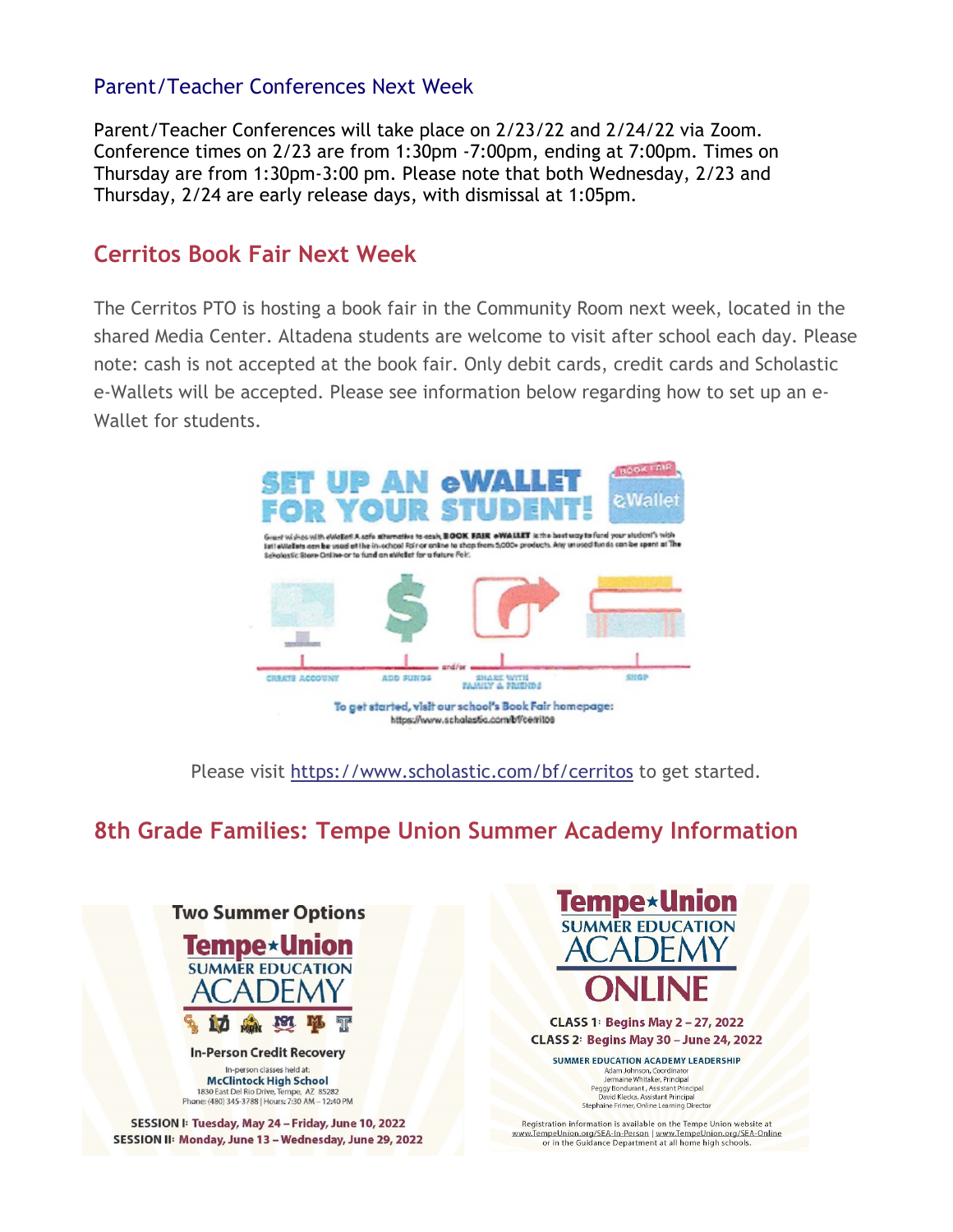## Parent/Teacher Conferences Next Week

Parent/Teacher Conferences will take place on 2/23/22 and 2/24/22 via Zoom. Conference times on 2/23 are from 1:30pm -7:00pm, ending at 7:00pm. Times on Thursday are from 1:30pm-3:00 pm. Please note that both Wednesday, 2/23 and Thursday, 2/24 are early release days, with dismissal at 1:05pm.

## Cerritos Book Fair Next Week

The Cerritos PTO is hosting a book fair in the Community Room next week, located in the shared Media Center. Altadena students are welcome to visit after school each day. Please note: cash is not accepted at the book fair. Only debit cards, credit cards and Scholastic e-Wallets will be accepted. Please see information below regarding how to set up an e-Wallet for students.

**SET UP AN eWALLET FOR YOUR STUDENT!**

BOOK FAIR eWallet

Grant wishes with eWallet! A safe alternative to cash, BOOK FAIR eWALLET is the best way to fund your student's wish list! eWallets can be used at the in-school Fair or online to shop from 5,000+ products. Any unused funds can be spent at The Scholastic Store Online or to fund an eWallet for a future Fair.

CREATE ACCOUNT — ADD FUNDS — and/or — SHARE WITH FAMILY & FRIENDS — SHOP

To get started, visit our school's Book Fair homepage: https://www.scholastic.com/bf/cerritos

Please visit https://www.scholastic.com/bf/cerritos to get started.

## 8th Grade Families: Tempe Union Summer Academy Information

**Two Summer Options**

**Tempe Union SUMMER EDUCATION ACADEMY**

**In-Person Credit Recovery**

In-person classes held at:
**McClintock High School**
1830 East Del Rio Drive, Tempe, AZ 85282
Phone: (480) 345-3788 | Hours: 7:30 AM – 12:40 PM

**SESSION I: Tuesday, May 24 – Friday, June 10, 2022**
**SESSION II: Monday, June 13 – Wednesday, June 29, 2022**

**Tempe Union SUMMER EDUCATION ACADEMY ONLINE**

**CLASS 1: Begins May 2 – 27, 2022**
**CLASS 2: Begins May 30 – June 24, 2022**

**SUMMER EDUCATION ACADEMY LEADERSHIP**
Adam Johnson, Coordinator
Jermaine Whitaker, Principal
Peggy Bondurant, Assistant Principal
David Klecka, Assistant Principal
Stephaine Frimer, Online Learning Director

Registration information is available on the Tempe Union website at www.TempeUnion.org/SEA-In-Person | www.TempeUnion.org/SEA-Online or in the Guidance Department at all home high schools.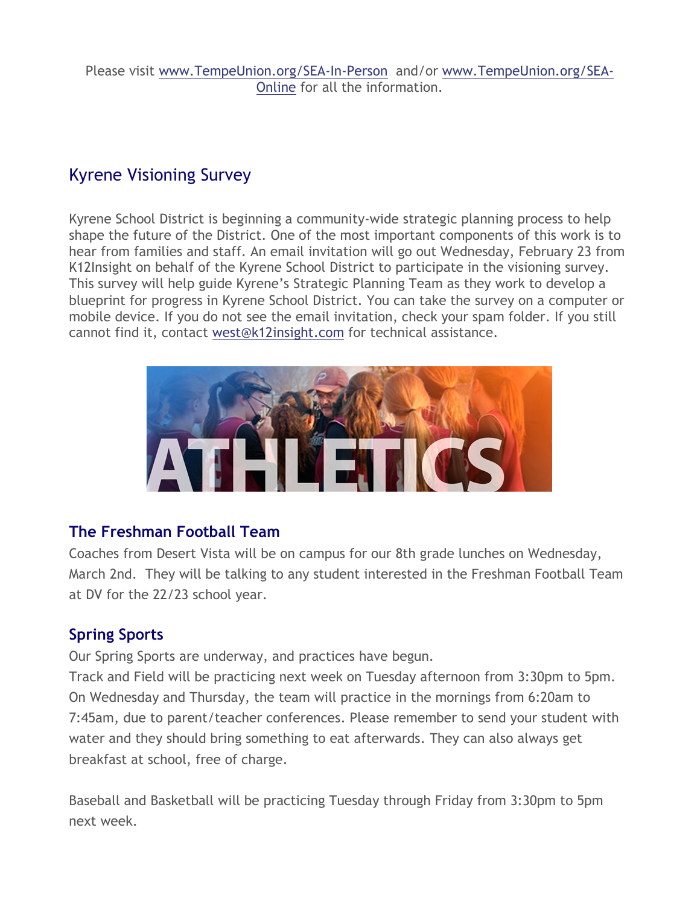Please visit www.TempeUnion.org/SEA-In-Person and/or www.TempeUnion.org/SEA-Online for all the information.

## Kyrene Visioning Survey

Kyrene School District is beginning a community-wide strategic planning process to help shape the future of the District. One of the most important components of this work is to hear from families and staff. An email invitation will go out Wednesday, February 23 from K12Insight on behalf of the Kyrene School District to participate in the visioning survey. This survey will help guide Kyrene's Strategic Planning Team as they work to develop a blueprint for progress in Kyrene School District. You can take the survey on a computer or mobile device. If you do not see the email invitation, check your spam folder. If you still cannot find it, contact west@k12insight.com for technical assistance.

ATHLETICS

### The Freshman Football Team

Coaches from Desert Vista will be on campus for our 8th grade lunches on Wednesday, March 2nd. They will be talking to any student interested in the Freshman Football Team at DV for the 22/23 school year.

### Spring Sports

Our Spring Sports are underway, and practices have begun.
Track and Field will be practicing next week on Tuesday afternoon from 3:30pm to 5pm. On Wednesday and Thursday, the team will practice in the mornings from 6:20am to 7:45am, due to parent/teacher conferences. Please remember to send your student with water and they should bring something to eat afterwards. They can also always get breakfast at school, free of charge.

Baseball and Basketball will be practicing Tuesday through Friday from 3:30pm to 5pm next week.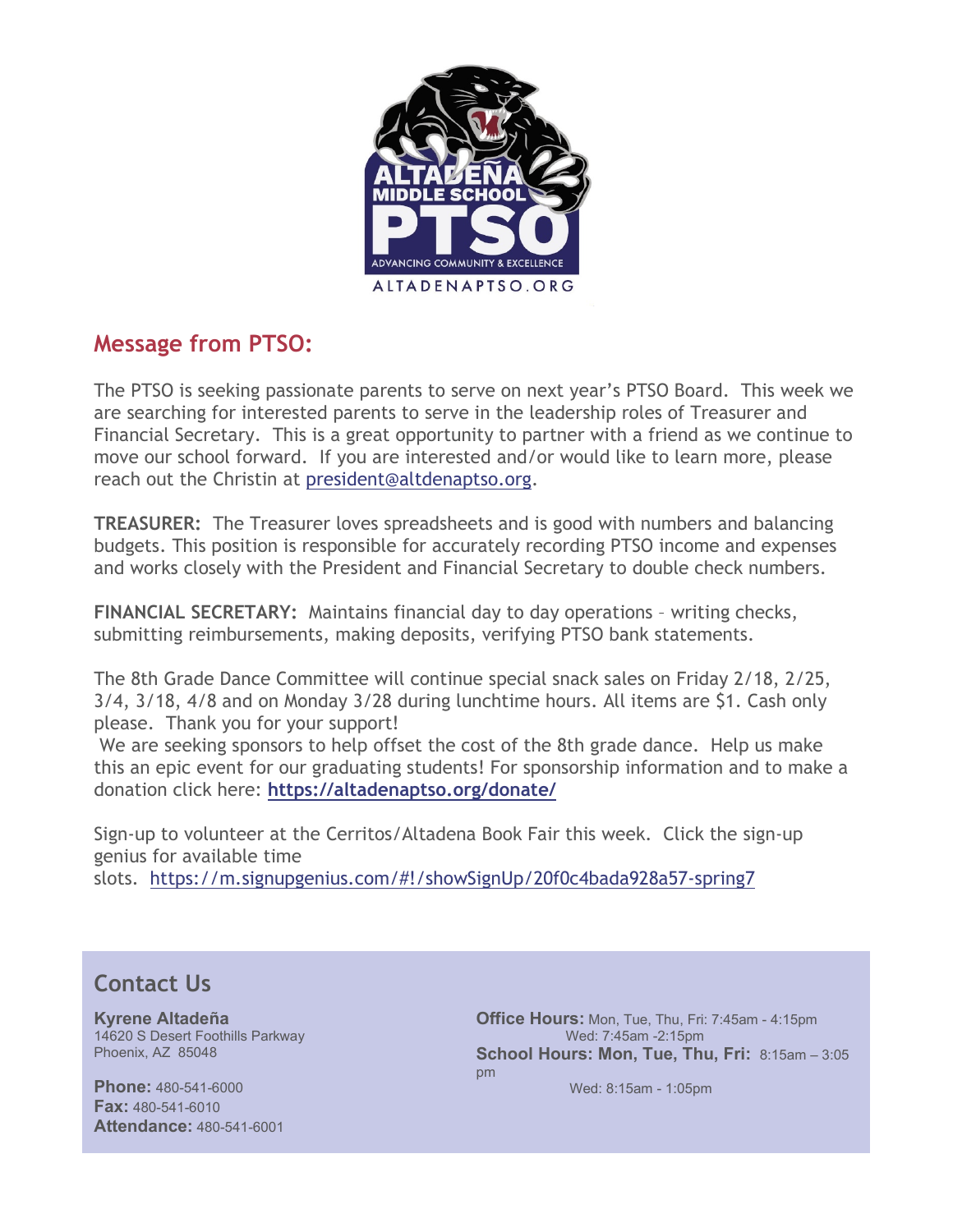## Message from PTSO:

The PTSO is seeking passionate parents to serve on next year's PTSO Board. This week we are searching for interested parents to serve in the leadership roles of Treasurer and Financial Secretary. This is a great opportunity to partner with a friend as we continue to move our school forward. If you are interested and/or would like to learn more, please reach out the Christin at president@altdenaptso.org.

**TREASURER:** The Treasurer loves spreadsheets and is good with numbers and balancing budgets. This position is responsible for accurately recording PTSO income and expenses and works closely with the President and Financial Secretary to double check numbers.

**FINANCIAL SECRETARY:** Maintains financial day to day operations – writing checks, submitting reimbursements, making deposits, verifying PTSO bank statements.

The 8th Grade Dance Committee will continue special snack sales on Friday 2/18, 2/25, 3/4, 3/18, 4/8 and on Monday 3/28 during lunchtime hours. All items are $1. Cash only please. Thank you for your support!

We are seeking sponsors to help offset the cost of the 8th grade dance. Help us make this an epic event for our graduating students! For sponsorship information and to make a donation click here: **https://altadenaptso.org/donate/**

Sign-up to volunteer at the Cerritos/Altadena Book Fair this week. Click the sign-up genius for available time slots. https://m.signupgenius.com/#!/showSignUp/20f0c4bada928a57-spring7

## Contact Us

**Kyrene Altadeña**
14620 S Desert Foothills Parkway
Phoenix, AZ 85048

**Phone:** 480-541-6000
**Fax:** 480-541-6010
**Attendance:** 480-541-6001

**Office Hours:** Mon, Tue, Thu, Fri: 7:45am - 4:15pm
Wed: 7:45am -2:15pm
**School Hours: Mon, Tue, Thu, Fri:** 8:15am – 3:05 pm
Wed: 8:15am - 1:05pm